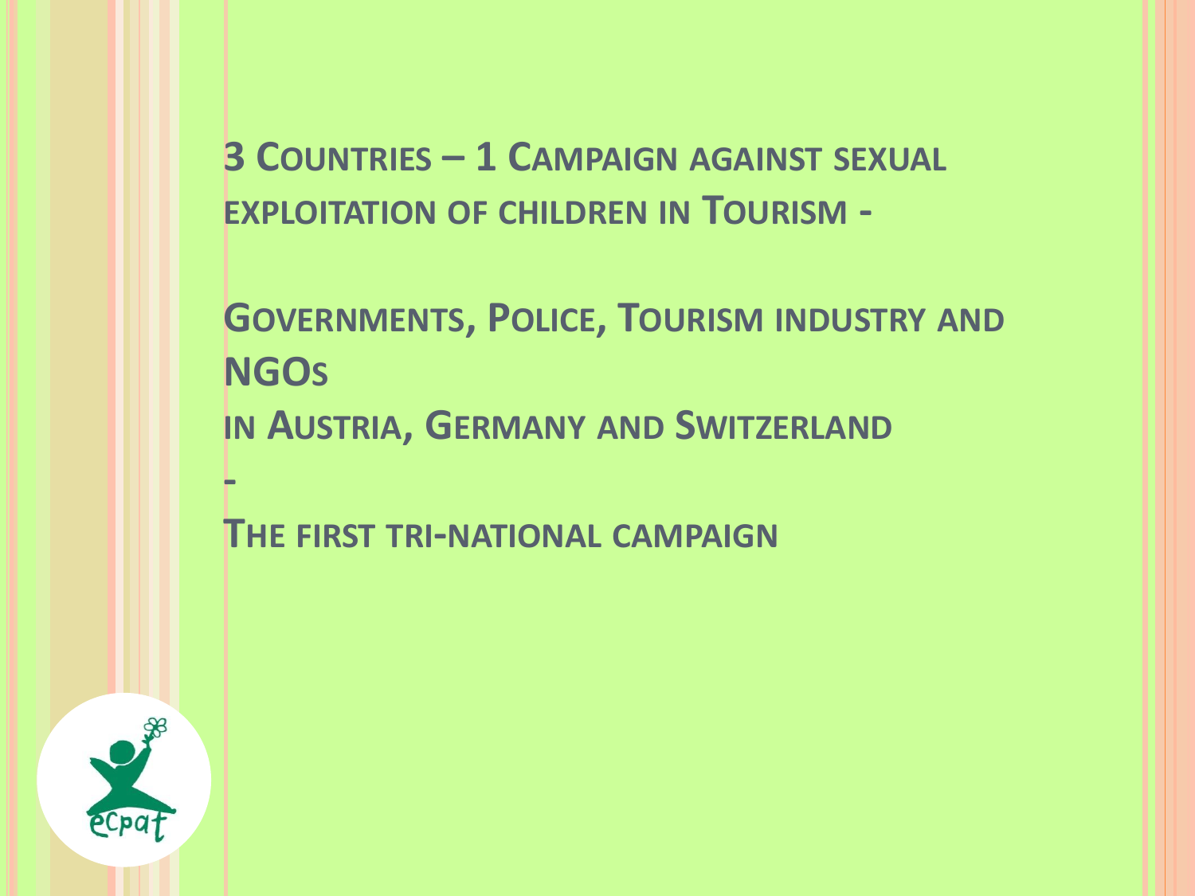# 3 Countries – 1 Campaign against sexual exploitation of children in Tourism -

## Governments, Police, Tourism industry and NGOs in Austria, Germany and Switzerland

-

## The first tri-national campaign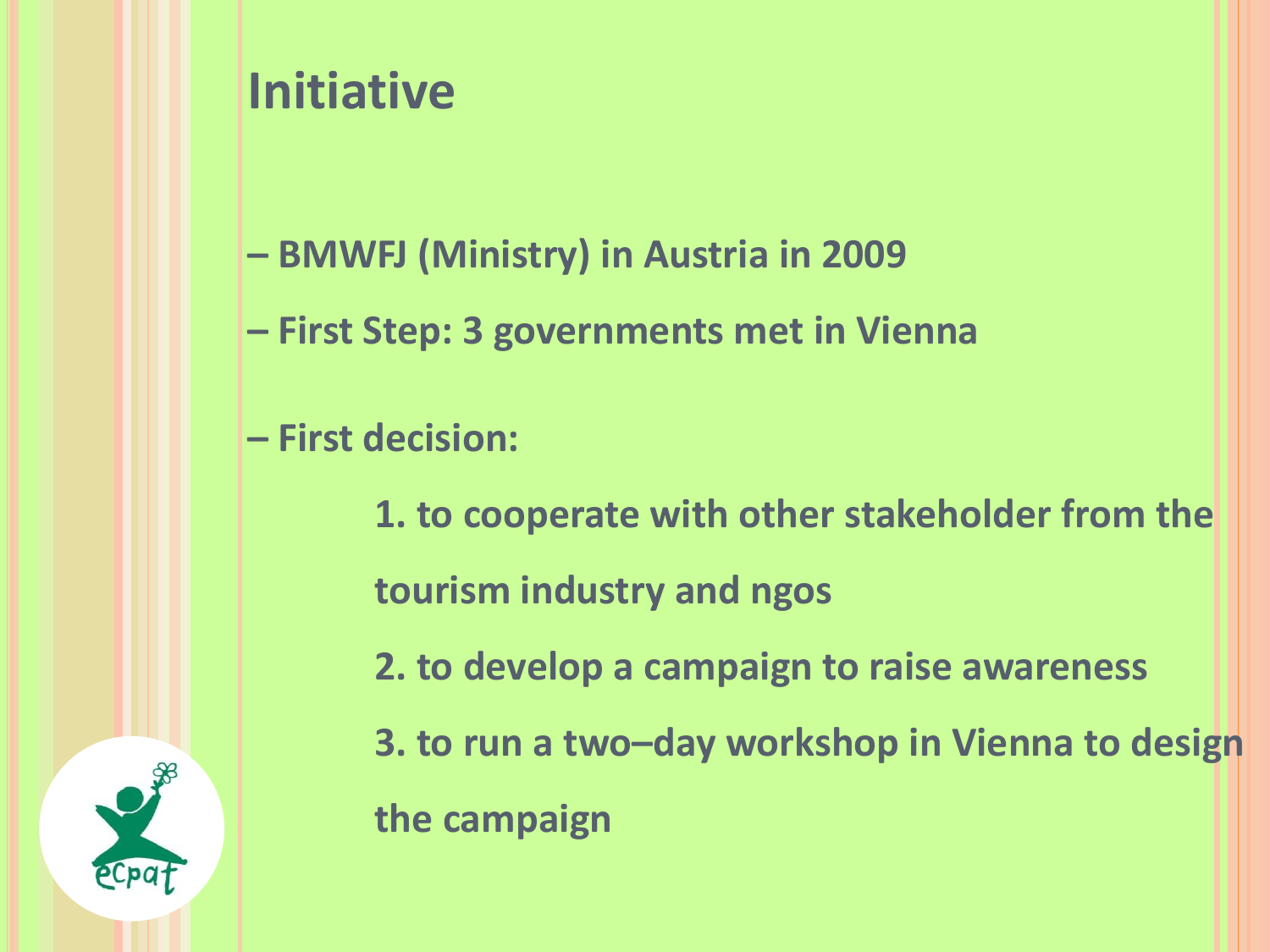# Initiative

– **BMWFJ (Ministry) in Austria in 2009**

– **First Step: 3 governments met in Vienna**

– **First decision:**

**1. to cooperate with other stakeholder from the tourism industry and ngos**

**2. to develop a campaign to raise awareness**

**3. to run a two–day workshop in Vienna to design the campaign**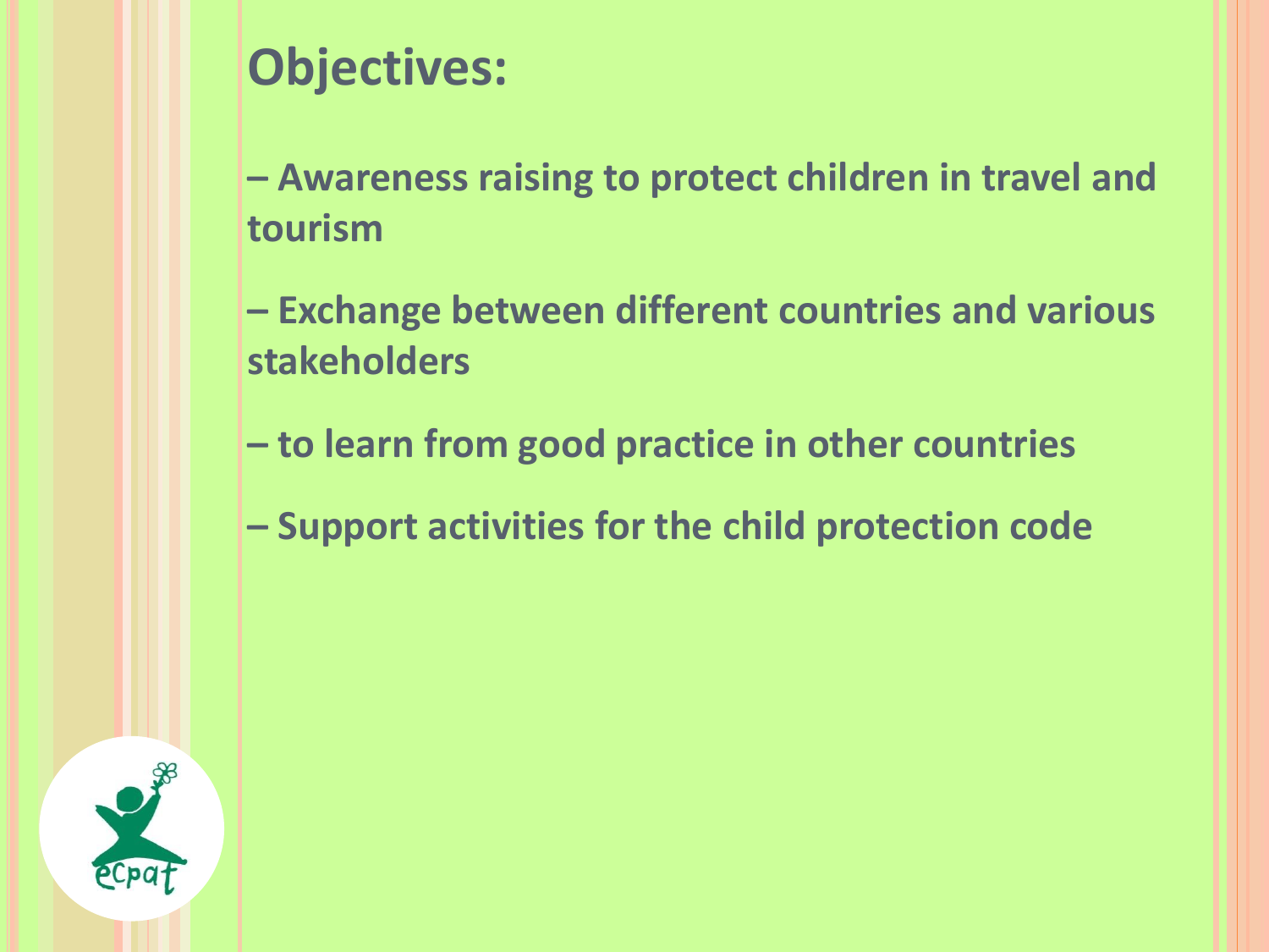# Objectives:

– Awareness raising to protect children in travel and tourism

– Exchange between different countries and various stakeholders

– to learn from good practice in other countries

– Support activities for the child protection code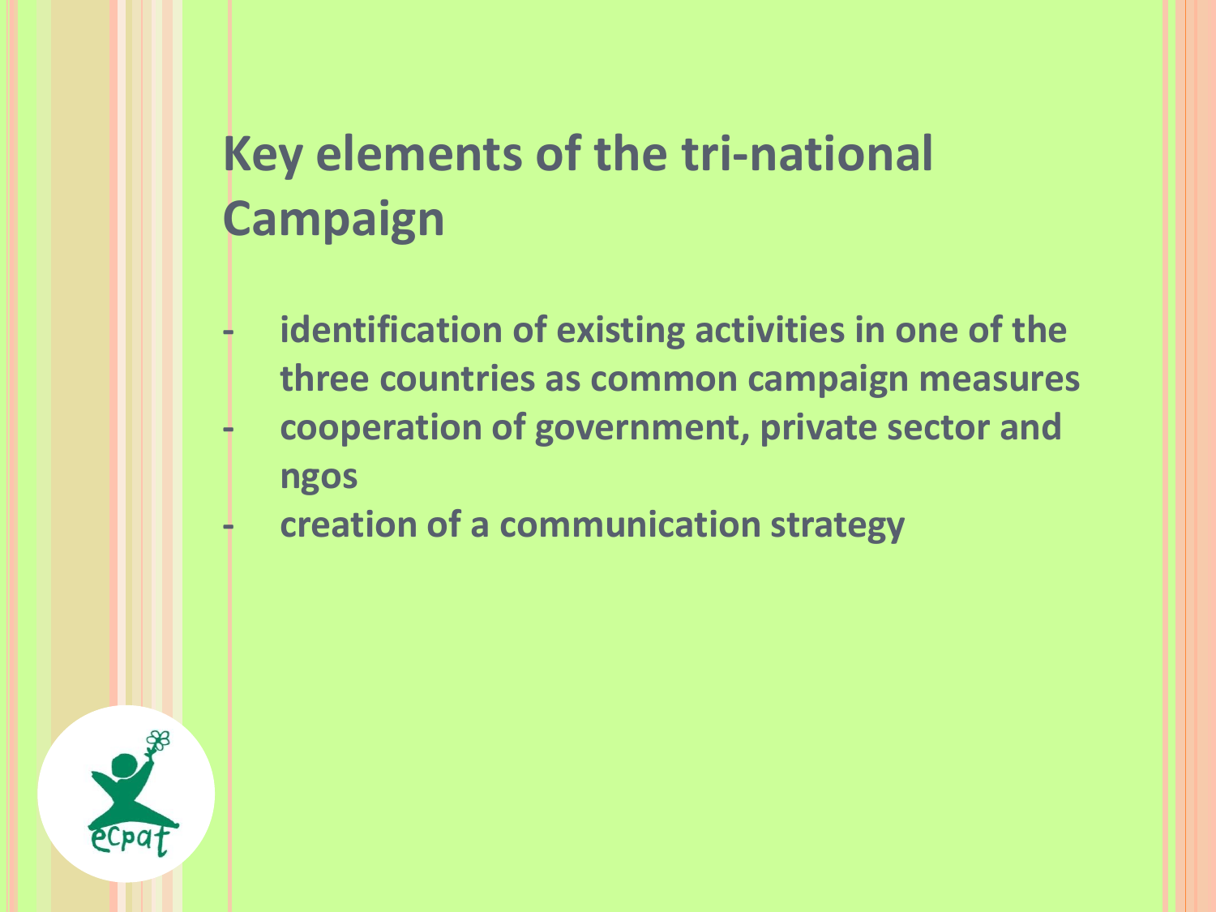# Key elements of the tri-national Campaign

- identification of existing activities in one of the three countries as common campaign measures
- cooperation of government, private sector and ngos
- creation of a communication strategy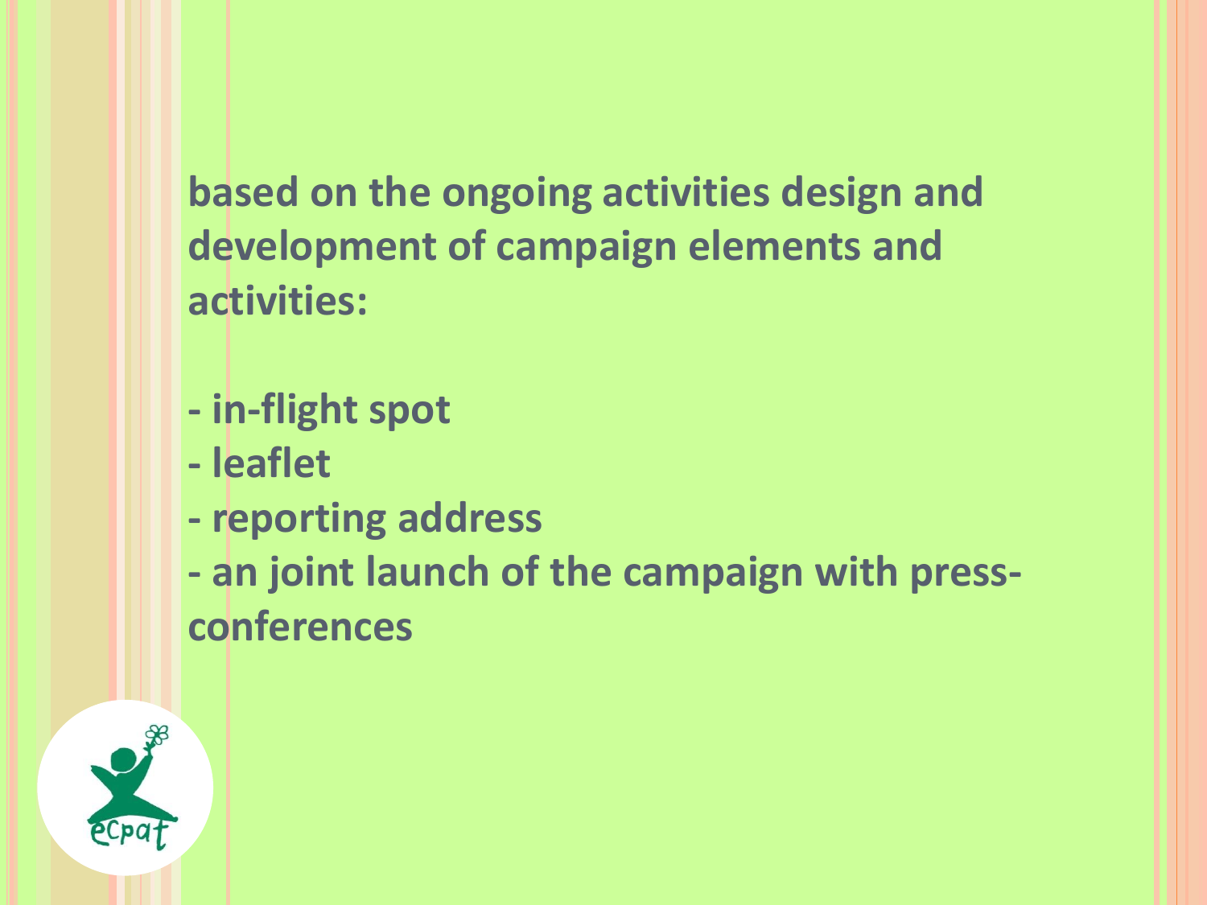**based on the ongoing activities design and development of campaign elements and activities:**

**- in-flight spot**
**- leaflet**
**- reporting address**
**- an joint launch of the campaign with press-conferences**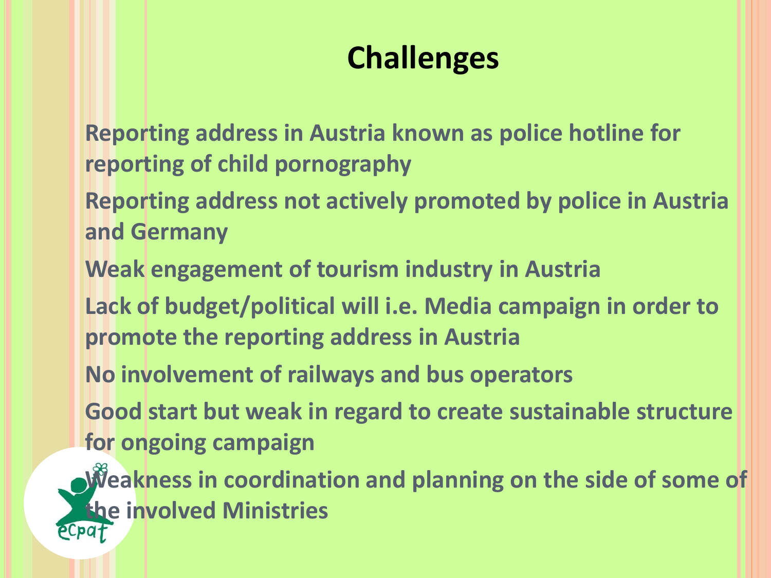# Challenges

- Reporting address in Austria known as police hotline for reporting of child pornography
- Reporting address not actively promoted by police in Austria and Germany
- Weak engagement of tourism industry in Austria
- Lack of budget/political will i.e. Media campaign in order to promote the reporting address in Austria
- No involvement of railways and bus operators
- Good start but weak in regard to create sustainable structure for ongoing campaign
- Weakness in coordination and planning on the side of some of the involved Ministries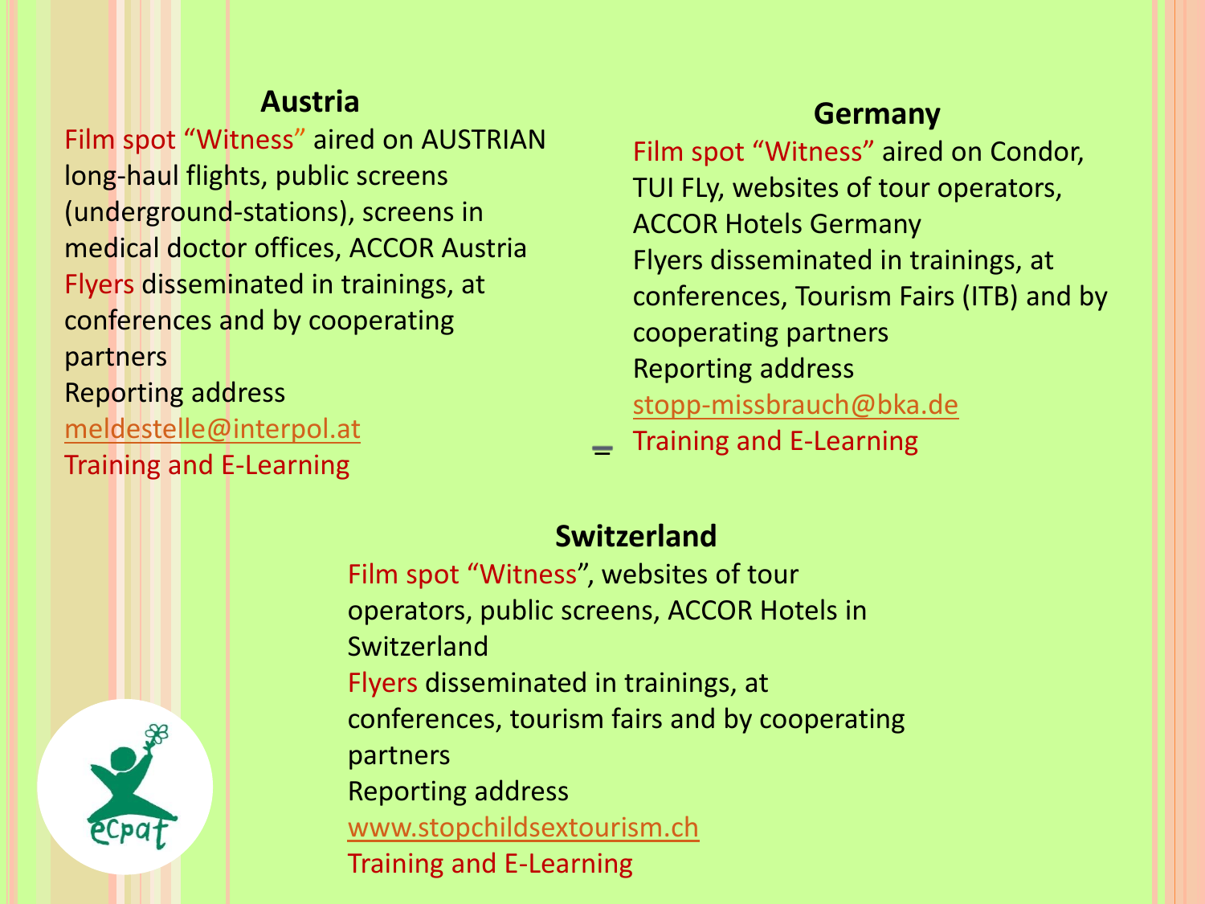## Austria

Film spot "Witness" aired on AUSTRIAN long-haul flights, public screens (underground-stations), screens in medical doctor offices, ACCOR Austria

Flyers disseminated in trainings, at conferences and by cooperating partners

Reporting address

meldestelle@interpol.at

Training and E-Learning

## Germany

Film spot "Witness" aired on Condor, TUI FLy, websites of tour operators, ACCOR Hotels Germany

Flyers disseminated in trainings, at conferences, Tourism Fairs (ITB) and by cooperating partners

Reporting address

stopp-missbrauch@bka.de

Training and E-Learning

## Switzerland

Film spot "Witness", websites of tour operators, public screens, ACCOR Hotels in Switzerland

Flyers disseminated in trainings, at conferences, tourism fairs and by cooperating partners

Reporting address

www.stopchildsextourism.ch

Training and E-Learning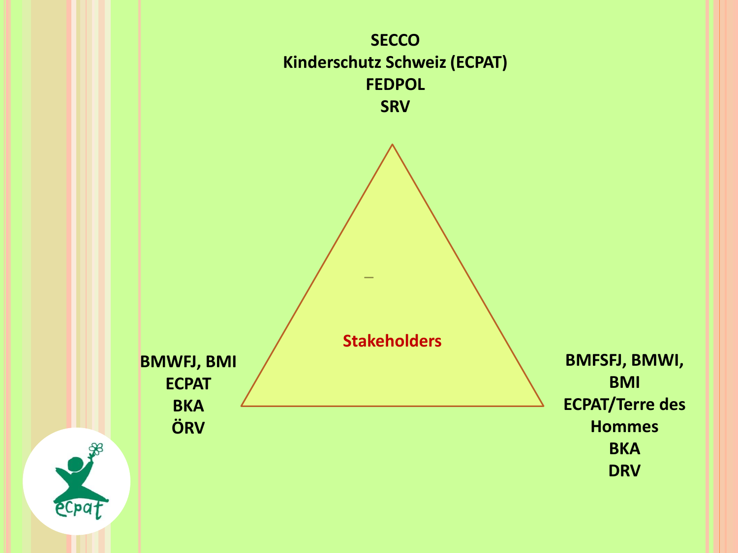**SECCO**
**Kinderschutz Schweiz (ECPAT)**
**FEDPOL**
**SRV**

**Stakeholders**

**BMWFJ, BMI**
**ECPAT**
**BKA**
**ÖRV**

**BMFSFJ, BMWI, BMI**
**ECPAT/Terre des Hommes**
**BKA**
**DRV**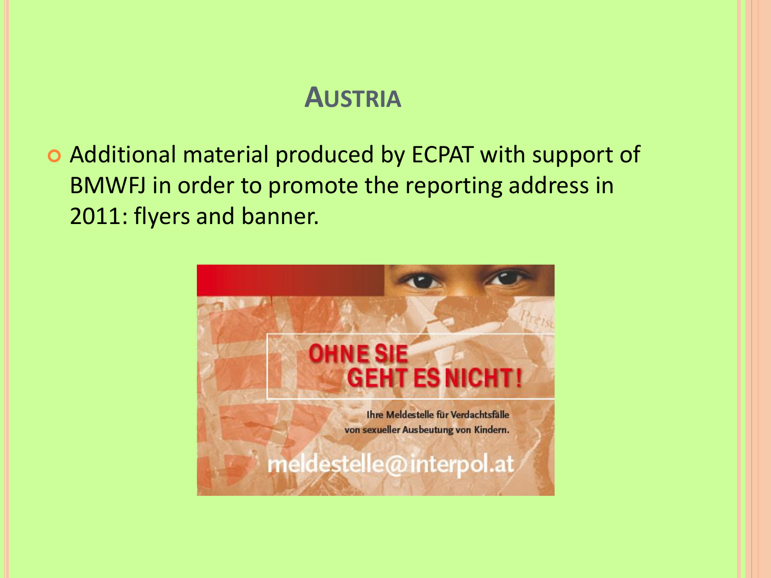# Austria

- Additional material produced by ECPAT with support of BMWFJ in order to promote the reporting address in 2011: flyers and banner.

OHNE SIE GEHT ES NICHT!

Ihre Meldestelle für Verdachtsfälle von sexueller Ausbeutung von Kindern.

meldestelle@interpol.at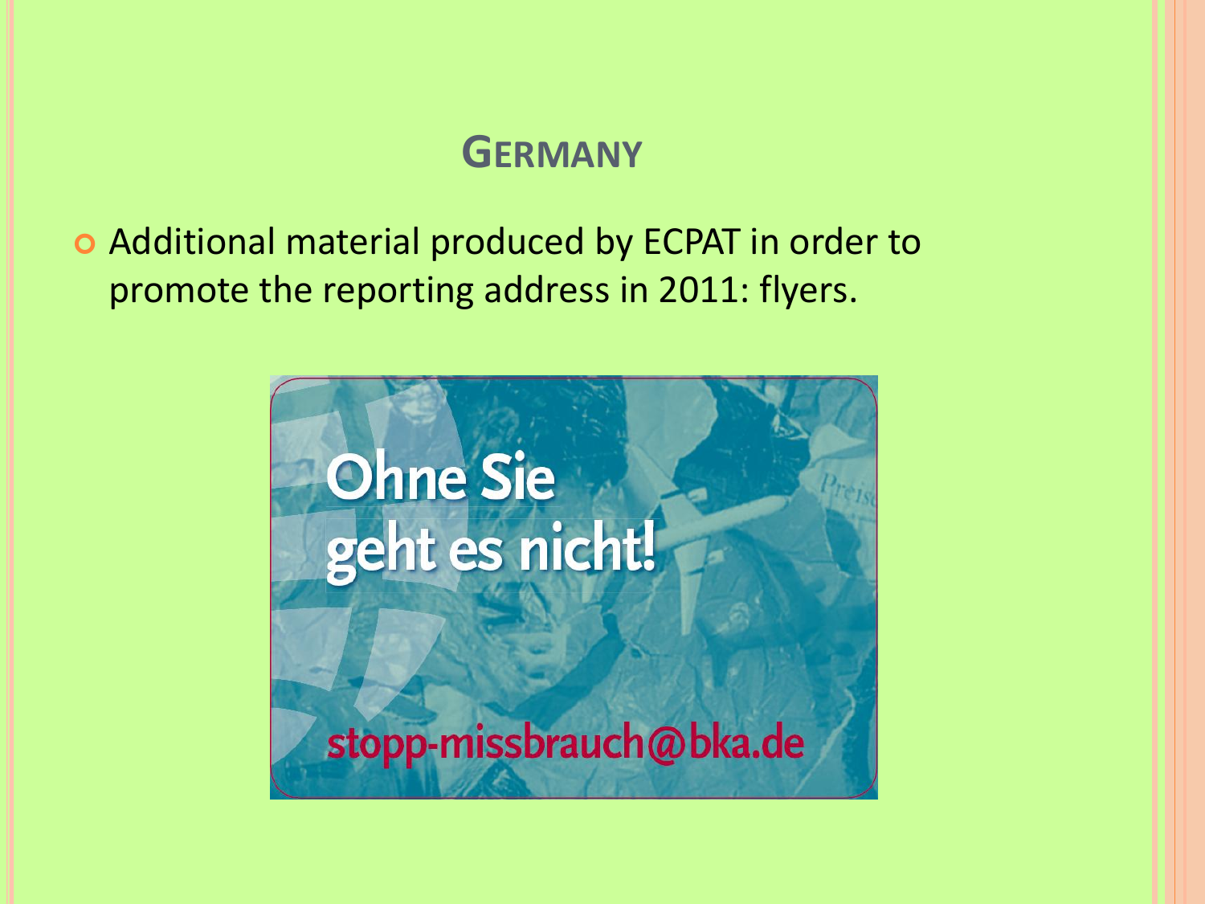# Germany

- Additional material produced by ECPAT in order to promote the reporting address in 2011: flyers.

Ohne Sie geht es nicht!

stopp-missbrauch@bka.de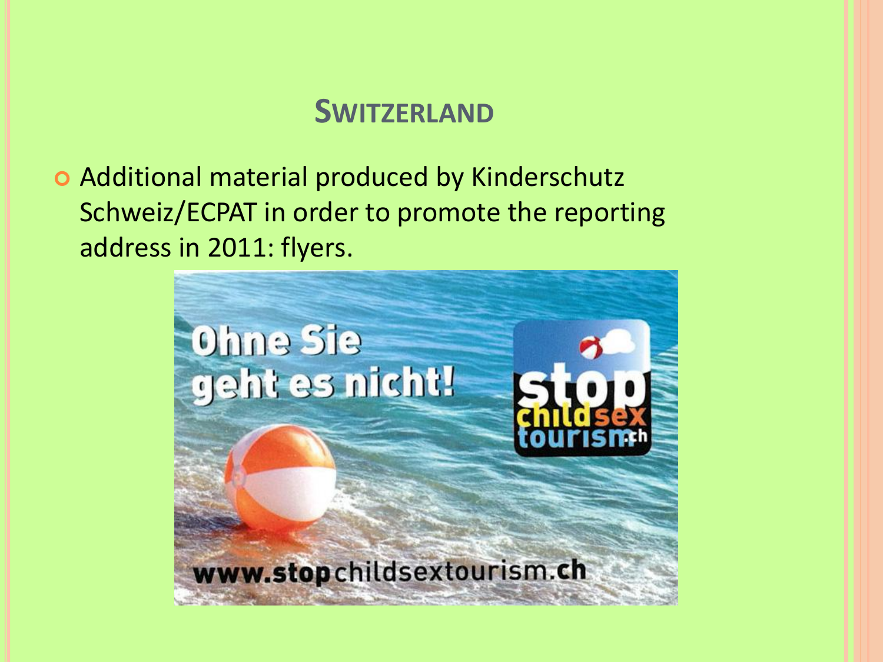## Switzerland

- Additional material produced by Kinderschutz Schweiz/ECPAT in order to promote the reporting address in 2011: flyers.

Ohne Sie geht es nicht!

stop childsex tourism.ch

www.stopchildsextourism.ch